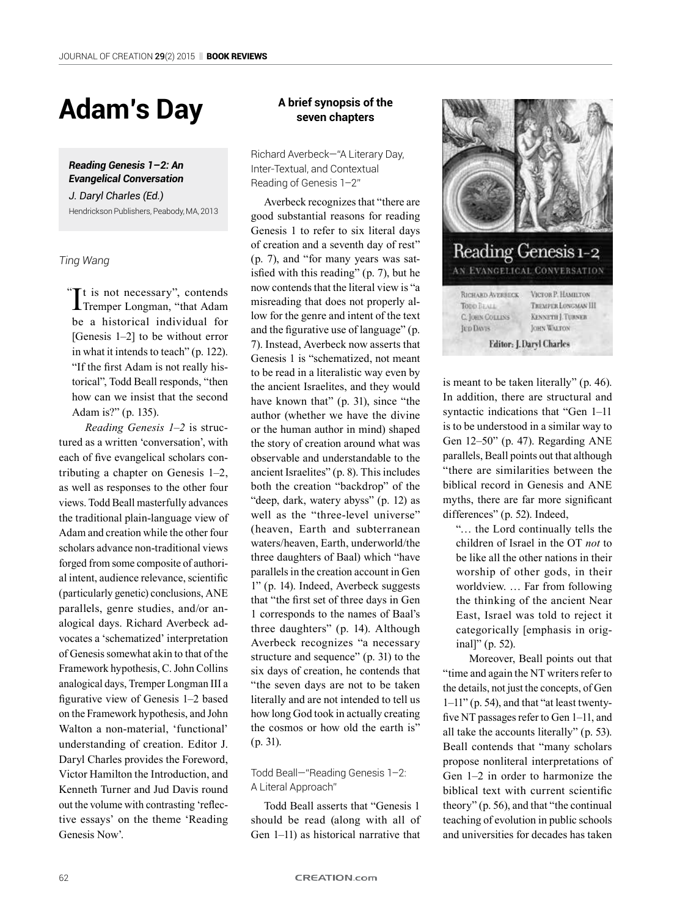# Adam's Day

***Reading Genesis 1–2: An Evangelical Conversation***

*J. Daryl Charles (Ed.)*

Hendrickson Publishers, Peabody, MA, 2013

*Ting Wang*

"It is not necessary", contends Tremper Longman, "that Adam be a historical individual for [Genesis 1–2] to be without error in what it intends to teach" (p. 122). "If the first Adam is not really historical", Todd Beall responds, "then how can we insist that the second Adam is?" (p. 135).

*Reading Genesis 1–2* is structured as a written 'conversation', with each of five evangelical scholars contributing a chapter on Genesis 1–2, as well as responses to the other four views. Todd Beall masterfully advances the traditional plain-language view of Adam and creation while the other four scholars advance non-traditional views forged from some composite of authorial intent, audience relevance, scientific (particularly genetic) conclusions, ANE parallels, genre studies, and/or analogical days. Richard Averbeck advocates a 'schematized' interpretation of Genesis somewhat akin to that of the Framework hypothesis, C. John Collins analogical days, Tremper Longman III a figurative view of Genesis 1–2 based on the Framework hypothesis, and John Walton a non-material, 'functional' understanding of creation. Editor J. Daryl Charles provides the Foreword, Victor Hamilton the Introduction, and Kenneth Turner and Jud Davis round out the volume with contrasting 'reflective essays' on the theme 'Reading Genesis Now'.

## A brief synopsis of the seven chapters

### Richard Averbeck—"A Literary Day, Inter-Textual, and Contextual Reading of Genesis 1–2"

Averbeck recognizes that "there are good substantial reasons for reading Genesis 1 to refer to six literal days of creation and a seventh day of rest" (p. 7), and "for many years was satisfied with this reading" (p. 7), but he now contends that the literal view is "a misreading that does not properly allow for the genre and intent of the text and the figurative use of language" (p. 7). Instead, Averbeck now asserts that Genesis 1 is "schematized, not meant to be read in a literalistic way even by the ancient Israelites, and they would have known that" (p. 31), since "the author (whether we have the divine or the human author in mind) shaped the story of creation around what was observable and understandable to the ancient Israelites" (p. 8). This includes both the creation "backdrop" of the "deep, dark, watery abyss" (p. 12) as well as the "three-level universe" (heaven, Earth and subterranean waters/heaven, Earth, underworld/the three daughters of Baal) which "have parallels in the creation account in Gen 1" (p. 14). Indeed, Averbeck suggests that "the first set of three days in Gen 1 corresponds to the names of Baal's three daughters" (p. 14). Although Averbeck recognizes "a necessary structure and sequence" (p. 31) to the six days of creation, he contends that "the seven days are not to be taken literally and are not intended to tell us how long God took in actually creating the cosmos or how old the earth is" (p. 31).

### Todd Beall—"Reading Genesis 1–2: A Literal Approach"

Todd Beall asserts that "Genesis 1 should be read (along with all of Gen 1–11) as historical narrative that is meant to be taken literally" (p. 46). In addition, there are structural and syntactic indications that "Gen 1–11 is to be understood in a similar way to Gen 12–50" (p. 47). Regarding ANE parallels, Beall points out that although "there are similarities between the biblical record in Genesis and ANE myths, there are far more significant differences" (p. 52). Indeed,

> "… the Lord continually tells the children of Israel in the OT *not* to be like all the other nations in their worship of other gods, in their worldview. … Far from following the thinking of the ancient Near East, Israel was told to reject it categorically [emphasis in original]" (p. 52).

Moreover, Beall points out that "time and again the NT writers refer to the details, not just the concepts, of Gen 1–11" (p. 54), and that "at least twenty-five NT passages refer to Gen 1–11, and all take the accounts literally" (p. 53). Beall contends that "many scholars propose nonliteral interpretations of Gen 1–2 in order to harmonize the biblical text with current scientific theory" (p. 56), and that "the continual teaching of evolution in public schools and universities for decades has taken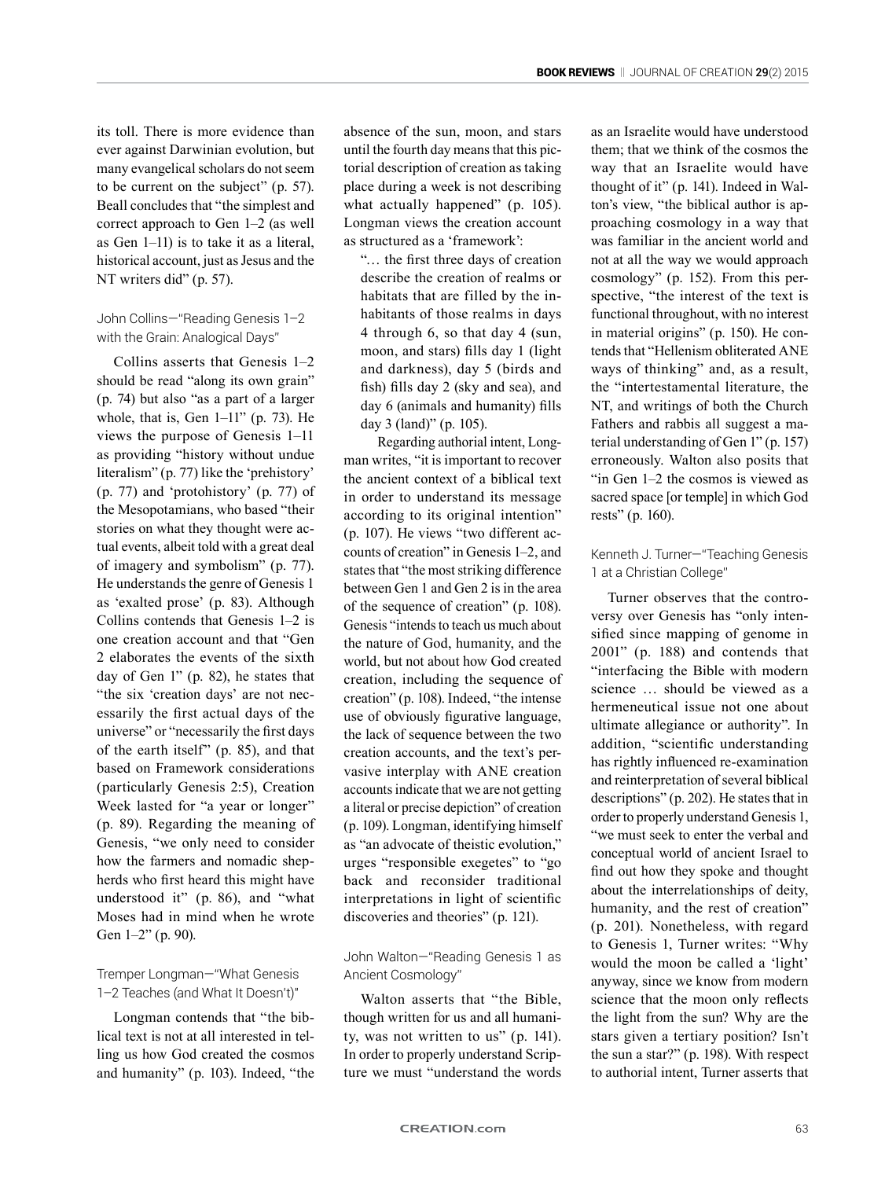its toll. There is more evidence than ever against Darwinian evolution, but many evangelical scholars do not seem to be current on the subject" (p. 57). Beall concludes that "the simplest and correct approach to Gen 1–2 (as well as Gen 1–11) is to take it as a literal, historical account, just as Jesus and the NT writers did" (p. 57).

### John Collins—"Reading Genesis 1–2 with the Grain: Analogical Days"

Collins asserts that Genesis 1–2 should be read "along its own grain" (p. 74) but also "as a part of a larger whole, that is, Gen 1–11" (p. 73). He views the purpose of Genesis 1–11 as providing "history without undue literalism" (p. 77) like the 'prehistory' (p. 77) and 'protohistory' (p. 77) of the Mesopotamians, who based "their stories on what they thought were actual events, albeit told with a great deal of imagery and symbolism" (p. 77). He understands the genre of Genesis 1 as 'exalted prose' (p. 83). Although Collins contends that Genesis 1–2 is one creation account and that "Gen 2 elaborates the events of the sixth day of Gen 1" (p. 82), he states that "the six 'creation days' are not necessarily the first actual days of the universe" or "necessarily the first days of the earth itself" (p. 85), and that based on Framework considerations (particularly Genesis 2:5), Creation Week lasted for "a year or longer" (p. 89). Regarding the meaning of Genesis, "we only need to consider how the farmers and nomadic shepherds who first heard this might have understood it" (p. 86), and "what Moses had in mind when he wrote Gen 1–2" (p. 90).

### Tremper Longman—"What Genesis 1–2 Teaches (and What It Doesn't)"

Longman contends that "the biblical text is not at all interested in telling us how God created the cosmos and humanity" (p. 103). Indeed, "the absence of the sun, moon, and stars until the fourth day means that this pictorial description of creation as taking place during a week is not describing what actually happened" (p. 105). Longman views the creation account as structured as a 'framework':

> "… the first three days of creation describe the creation of realms or habitats that are filled by the inhabitants of those realms in days 4 through 6, so that day 4 (sun, moon, and stars) fills day 1 (light and darkness), day 5 (birds and fish) fills day 2 (sky and sea), and day 6 (animals and humanity) fills day 3 (land)" (p. 105).

Regarding authorial intent, Longman writes, "it is important to recover the ancient context of a biblical text in order to understand its message according to its original intention" (p. 107). He views "two different accounts of creation" in Genesis 1–2, and states that "the most striking difference between Gen 1 and Gen 2 is in the area of the sequence of creation" (p. 108). Genesis "intends to teach us much about the nature of God, humanity, and the world, but not about how God created creation, including the sequence of creation" (p. 108). Indeed, "the intense use of obviously figurative language, the lack of sequence between the two creation accounts, and the text's pervasive interplay with ANE creation accounts indicate that we are not getting a literal or precise depiction" of creation (p. 109). Longman, identifying himself as "an advocate of theistic evolution," urges "responsible exegetes" to "go back and reconsider traditional interpretations in light of scientific discoveries and theories" (p. 121).

### John Walton—"Reading Genesis 1 as Ancient Cosmology"

Walton asserts that "the Bible, though written for us and all humanity, was not written to us" (p. 141). In order to properly understand Scripture we must "understand the words as an Israelite would have understood them; that we think of the cosmos the way that an Israelite would have thought of it" (p. 141). Indeed in Walton's view, "the biblical author is approaching cosmology in a way that was familiar in the ancient world and not at all the way we would approach cosmology" (p. 152). From this perspective, "the interest of the text is functional throughout, with no interest in material origins" (p. 150). He contends that "Hellenism obliterated ANE ways of thinking" and, as a result, the "intertestamental literature, the NT, and writings of both the Church Fathers and rabbis all suggest a material understanding of Gen 1" (p. 157) erroneously. Walton also posits that "in Gen 1–2 the cosmos is viewed as sacred space [or temple] in which God rests" (p. 160).

### Kenneth J. Turner—"Teaching Genesis 1 at a Christian College"

Turner observes that the controversy over Genesis has "only intensified since mapping of genome in 2001" (p. 188) and contends that "interfacing the Bible with modern science … should be viewed as a hermeneutical issue not one about ultimate allegiance or authority". In addition, "scientific understanding has rightly influenced re-examination and reinterpretation of several biblical descriptions" (p. 202). He states that in order to properly understand Genesis 1, "we must seek to enter the verbal and conceptual world of ancient Israel to find out how they spoke and thought about the interrelationships of deity, humanity, and the rest of creation" (p. 201). Nonetheless, with regard to Genesis 1, Turner writes: "Why would the moon be called a 'light' anyway, since we know from modern science that the moon only reflects the light from the sun? Why are the stars given a tertiary position? Isn't the sun a star?" (p. 198). With respect to authorial intent, Turner asserts that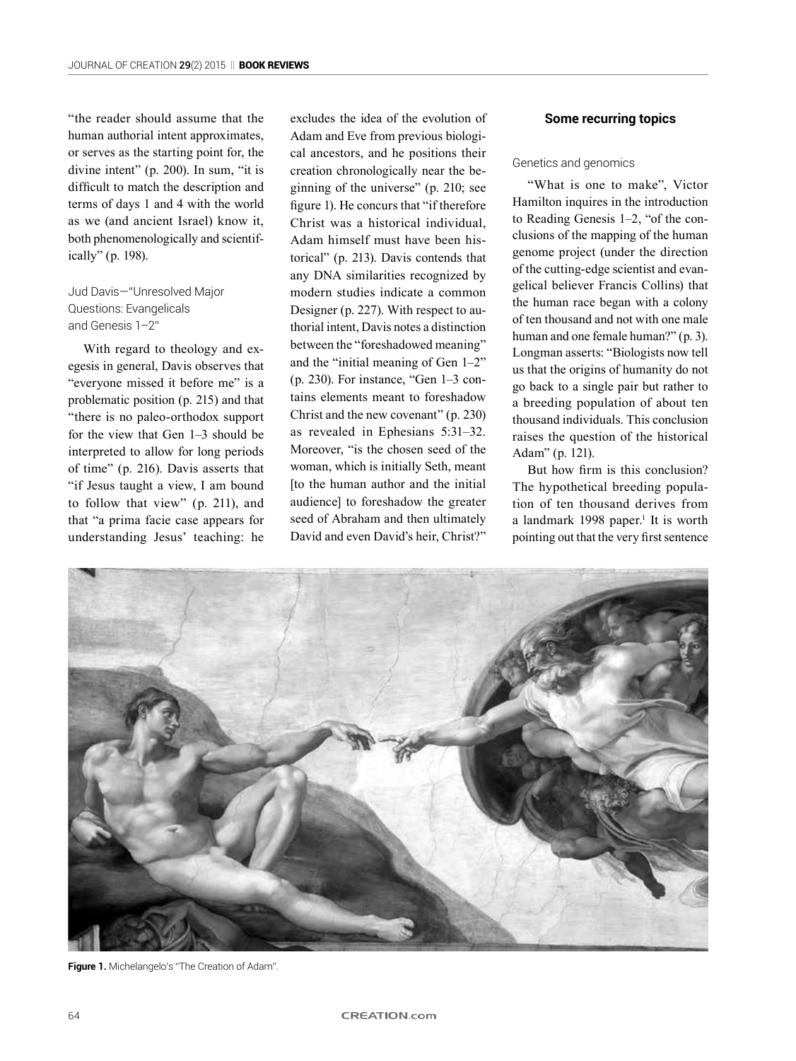"the reader should assume that the human authorial intent approximates, or serves as the starting point for, the divine intent" (p. 200). In sum, "it is difficult to match the description and terms of days 1 and 4 with the world as we (and ancient Israel) know it, both phenomenologically and scientifically" (p. 198).

### Jud Davis—"Unresolved Major Questions: Evangelicals and Genesis 1–2"

With regard to theology and exegesis in general, Davis observes that "everyone missed it before me" is a problematic position (p. 215) and that "there is no paleo-orthodox support for the view that Gen 1–3 should be interpreted to allow for long periods of time" (p. 216). Davis asserts that "if Jesus taught a view, I am bound to follow that view" (p. 211), and that "a prima facie case appears for understanding Jesus' teaching: he excludes the idea of the evolution of Adam and Eve from previous biological ancestors, and he positions their creation chronologically near the beginning of the universe" (p. 210; see figure 1). He concurs that "if therefore Christ was a historical individual, Adam himself must have been historical" (p. 213). Davis contends that any DNA similarities recognized by modern studies indicate a common Designer (p. 227). With respect to authorial intent, Davis notes a distinction between the "foreshadowed meaning" and the "initial meaning of Gen 1–2" (p. 230). For instance, "Gen 1–3 contains elements meant to foreshadow Christ and the new covenant" (p. 230) as revealed in Ephesians 5:31–32. Moreover, "is the chosen seed of the woman, which is initially Seth, meant [to the human author and the initial audience] to foreshadow the greater seed of Abraham and then ultimately David and even David's heir, Christ?"

## Some recurring topics

### Genetics and genomics

"What is one to make", Victor Hamilton inquires in the introduction to Reading Genesis 1–2, "of the conclusions of the mapping of the human genome project (under the direction of the cutting-edge scientist and evangelical believer Francis Collins) that the human race began with a colony of ten thousand and not with one male human and one female human?" (p. 3). Longman asserts: "Biologists now tell us that the origins of humanity do not go back to a single pair but rather to a breeding population of about ten thousand individuals. This conclusion raises the question of the historical Adam" (p. 121).

But how firm is this conclusion? The hypothetical breeding population of ten thousand derives from a landmark 1998 paper.[1] It is worth pointing out that the very first sentence

**Figure 1.** Michelangelo's "The Creation of Adam".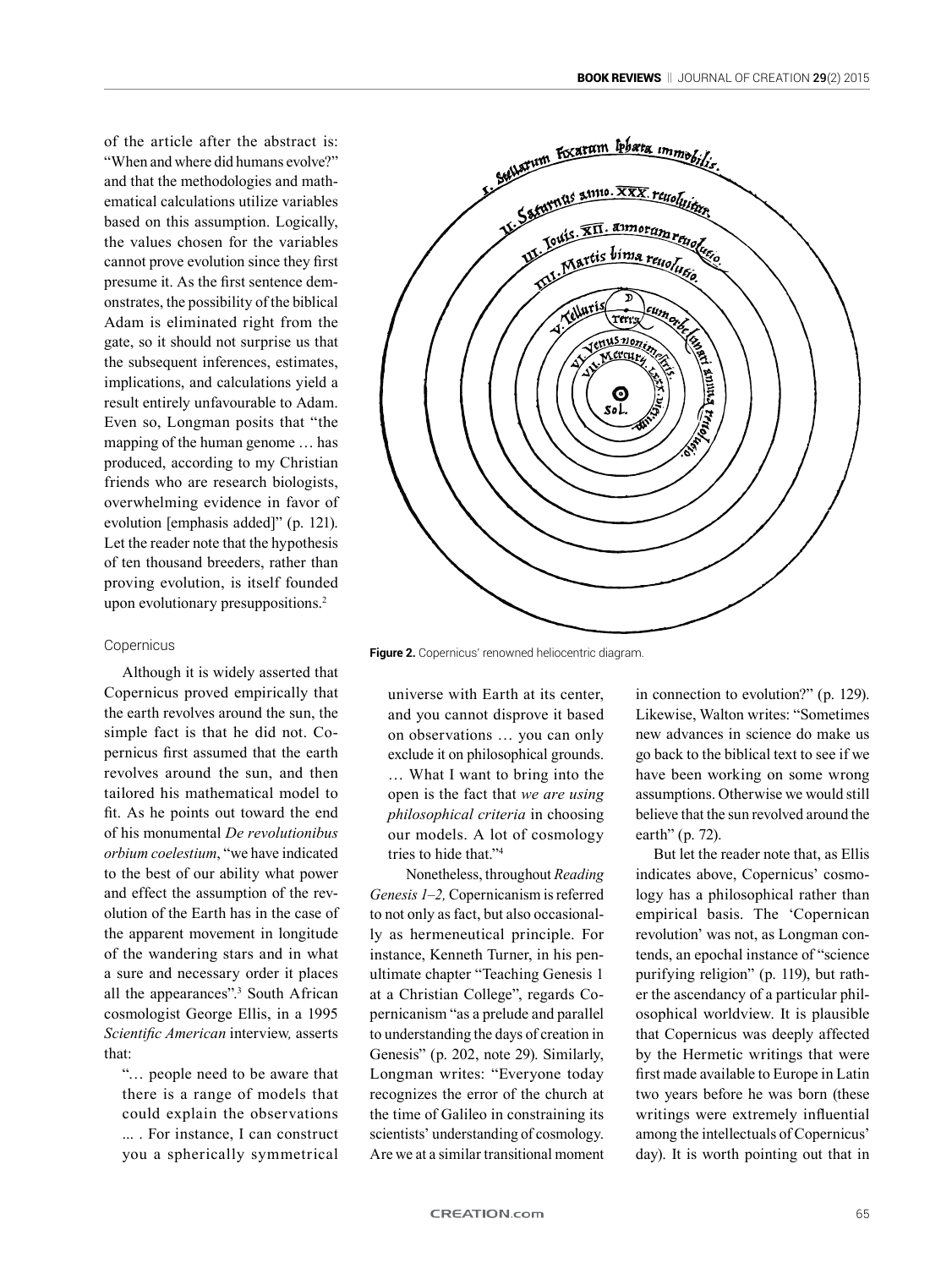of the article after the abstract is: "When and where did humans evolve?" and that the methodologies and mathematical calculations utilize variables based on this assumption. Logically, the values chosen for the variables cannot prove evolution since they first presume it. As the first sentence demonstrates, the possibility of the biblical Adam is eliminated right from the gate, so it should not surprise us that the subsequent inferences, estimates, implications, and calculations yield a result entirely unfavourable to Adam. Even so, Longman posits that "the mapping of the human genome … has produced, according to my Christian friends who are research biologists, overwhelming evidence in favor of evolution [emphasis added]" (p. 121). Let the reader note that the hypothesis of ten thousand breeders, rather than proving evolution, is itself founded upon evolutionary presuppositions.[2]

### Copernicus

Although it is widely asserted that Copernicus proved empirically that the earth revolves around the sun, the simple fact is that he did not. Copernicus first assumed that the earth revolves around the sun, and then tailored his mathematical model to fit. As he points out toward the end of his monumental *De revolutionibus orbium coelestium*, "we have indicated to the best of our ability what power and effect the assumption of the revolution of the Earth has in the case of the apparent movement in longitude of the wandering stars and in what a sure and necessary order it places all the appearances".[3] South African cosmologist George Ellis, in a 1995 *Scientific American* interview, asserts that:

> "… people need to be aware that there is a range of models that could explain the observations ... . For instance, I can construct you a spherically symmetrical universe with Earth at its center, and you cannot disprove it based on observations … you can only exclude it on philosophical grounds. … What I want to bring into the open is the fact that *we are using philosophical criteria* in choosing our models. A lot of cosmology tries to hide that."[4]

Nonetheless, throughout *Reading Genesis 1–2,* Copernicanism is referred to not only as fact, but also occasionally as hermeneutical principle. For instance, Kenneth Turner, in his penultimate chapter "Teaching Genesis 1 at a Christian College", regards Copernicanism "as a prelude and parallel to understanding the days of creation in Genesis" (p. 202, note 29). Similarly, Longman writes: "Everyone today recognizes the error of the church at the time of Galileo in constraining its scientists' understanding of cosmology. Are we at a similar transitional moment in connection to evolution?" (p. 129). Likewise, Walton writes: "Sometimes new advances in science do make us go back to the biblical text to see if we have been working on some wrong assumptions. Otherwise we would still believe that the sun revolved around the earth" (p. 72).

**Figure 2.** Copernicus' renowned heliocentric diagram.

But let the reader note that, as Ellis indicates above, Copernicus' cosmology has a philosophical rather than empirical basis. The 'Copernican revolution' was not, as Longman contends, an epochal instance of "science purifying religion" (p. 119), but rather the ascendancy of a particular philosophical worldview. It is plausible that Copernicus was deeply affected by the Hermetic writings that were first made available to Europe in Latin two years before he was born (these writings were extremely influential among the intellectuals of Copernicus' day). It is worth pointing out that in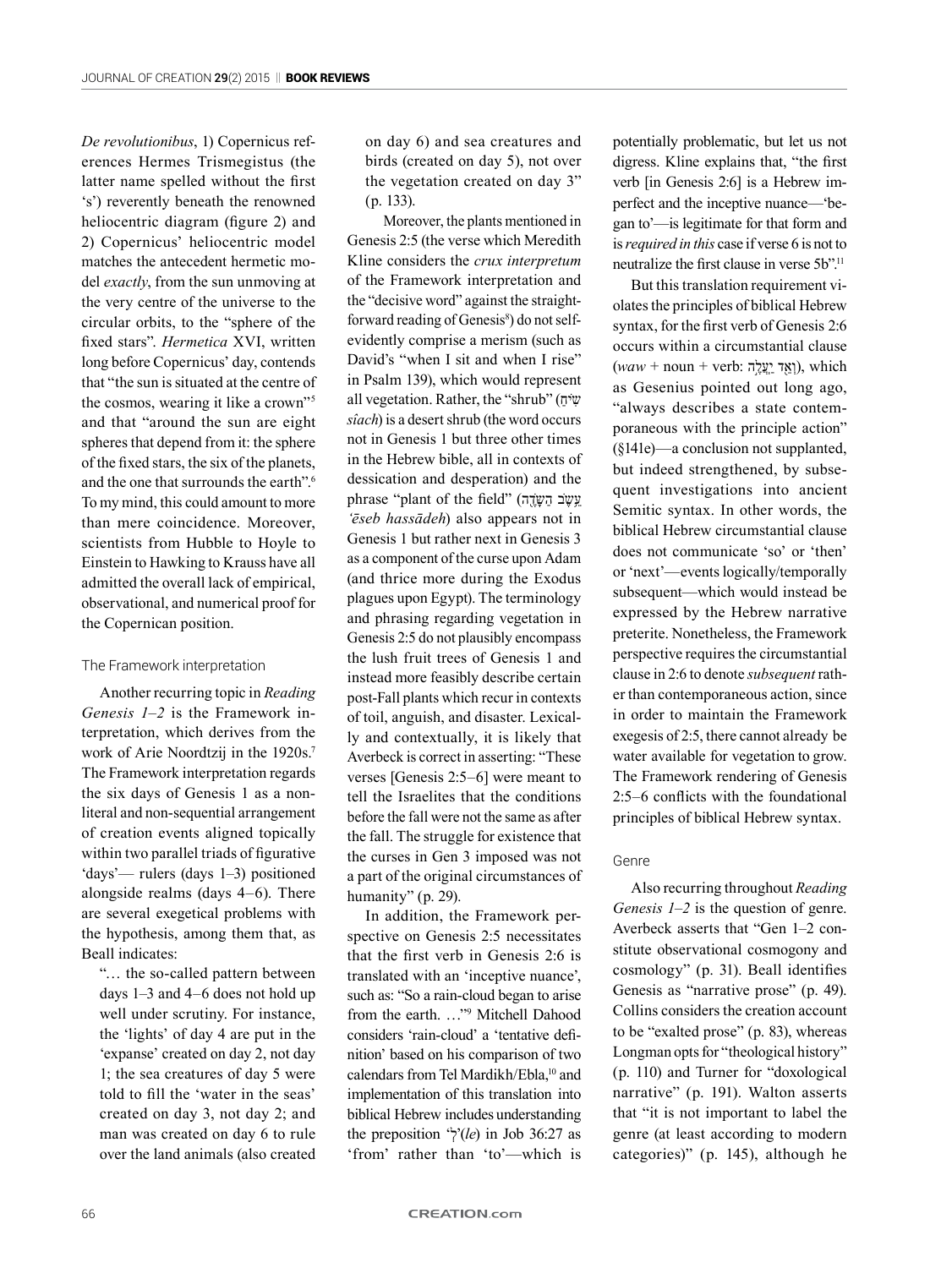*De revolutionibus*, 1) Copernicus references Hermes Trismegistus (the latter name spelled without the first 's') reverently beneath the renowned heliocentric diagram (figure 2) and 2) Copernicus' heliocentric model matches the antecedent hermetic model *exactly*, from the sun unmoving at the very centre of the universe to the circular orbits, to the "sphere of the fixed stars". *Hermetica* XVI, written long before Copernicus' day, contends that "the sun is situated at the centre of the cosmos, wearing it like a crown"[5] and that "around the sun are eight spheres that depend from it: the sphere of the fixed stars, the six of the planets, and the one that surrounds the earth".[6] To my mind, this could amount to more than mere coincidence. Moreover, scientists from Hubble to Hoyle to Einstein to Hawking to Krauss have all admitted the overall lack of empirical, observational, and numerical proof for the Copernican position.

### The Framework interpretation

Another recurring topic in *Reading Genesis 1–2* is the Framework interpretation, which derives from the work of Arie Noordtzij in the 1920s.[7] The Framework interpretation regards the six days of Genesis 1 as a non-literal and non-sequential arrangement of creation events aligned topically within two parallel triads of figurative 'days'— rulers (days 1–3) positioned alongside realms (days 4–6). There are several exegetical problems with the hypothesis, among them that, as Beall indicates:

> "… the so-called pattern between days 1–3 and 4–6 does not hold up well under scrutiny. For instance, the 'lights' of day 4 are put in the 'expanse' created on day 2, not day 1; the sea creatures of day 5 were told to fill the 'water in the seas' created on day 3, not day 2; and man was created on day 6 to rule over the land animals (also created on day 6) and sea creatures and birds (created on day 5), not over the vegetation created on day 3" (p. 133).

Moreover, the plants mentioned in Genesis 2:5 (the verse which Meredith Kline considers the *crux interpretum* of the Framework interpretation and the "decisive word" against the straightforward reading of Genesis[8]) do not self-evidently comprise a merism (such as David's "when I sit and when I rise" in Psalm 139), which would represent all vegetation. Rather, the "shrub" (שִׂיחַ *sîach*) is a desert shrub (the word occurs not in Genesis 1 but three other times in the Hebrew bible, all in contexts of dessication and desperation) and the phrase "plant of the field" (עֵשֶׂב הַשָּׂדֶה *'ēseb hassādeh*) also appears not in Genesis 1 but rather next in Genesis 3 as a component of the curse upon Adam (and thrice more during the Exodus plagues upon Egypt). The terminology and phrasing regarding vegetation in Genesis 2:5 do not plausibly encompass the lush fruit trees of Genesis 1 and instead more feasibly describe certain post-Fall plants which recur in contexts of toil, anguish, and disaster. Lexically and contextually, it is likely that Averbeck is correct in asserting: "These verses [Genesis 2:5–6] were meant to tell the Israelites that the conditions before the fall were not the same as after the fall. The struggle for existence that the curses in Gen 3 imposed was not a part of the original circumstances of humanity" (p. 29).

In addition, the Framework perspective on Genesis 2:5 necessitates that the first verb in Genesis 2:6 is translated with an 'inceptive nuance', such as: "So a rain-cloud began to arise from the earth. …"[9] Mitchell Dahood considers 'rain-cloud' a 'tentative definition' based on his comparison of two calendars from Tel Mardikh/Ebla,[10] and implementation of this translation into biblical Hebrew includes understanding the preposition 'לְ'(*le*) in Job 36:27 as 'from' rather than 'to'—which is potentially problematic, but let us not digress. Kline explains that, "the first verb [in Genesis 2:6] is a Hebrew imperfect and the inceptive nuance—'began to'—is legitimate for that form and is *required in this* case if verse 6 is not to neutralize the first clause in verse 5b".[11]

But this translation requirement violates the principles of biblical Hebrew syntax, for the first verb of Genesis 2:6 occurs within a circumstantial clause (*waw* + noun + verb: וְאֵד יַעֲלֶה), which as Gesenius pointed out long ago, "always describes a state contemporaneous with the principle action" (§141e)—a conclusion not supplanted, but indeed strengthened, by subsequent investigations into ancient Semitic syntax. In other words, the biblical Hebrew circumstantial clause does not communicate 'so' or 'then' or 'next'—events logically/temporally subsequent—which would instead be expressed by the Hebrew narrative preterite. Nonetheless, the Framework perspective requires the circumstantial clause in 2:6 to denote *subsequent* rather than contemporaneous action, since in order to maintain the Framework exegesis of 2:5, there cannot already be water available for vegetation to grow. The Framework rendering of Genesis 2:5–6 conflicts with the foundational principles of biblical Hebrew syntax.

### Genre

Also recurring throughout *Reading Genesis 1–2* is the question of genre. Averbeck asserts that "Gen 1–2 constitute observational cosmogony and cosmology" (p. 31). Beall identifies Genesis as "narrative prose" (p. 49). Collins considers the creation account to be "exalted prose" (p. 83), whereas Longman opts for "theological history" (p. 110) and Turner for "doxological narrative" (p. 191). Walton asserts that "it is not important to label the genre (at least according to modern categories)" (p. 145), although he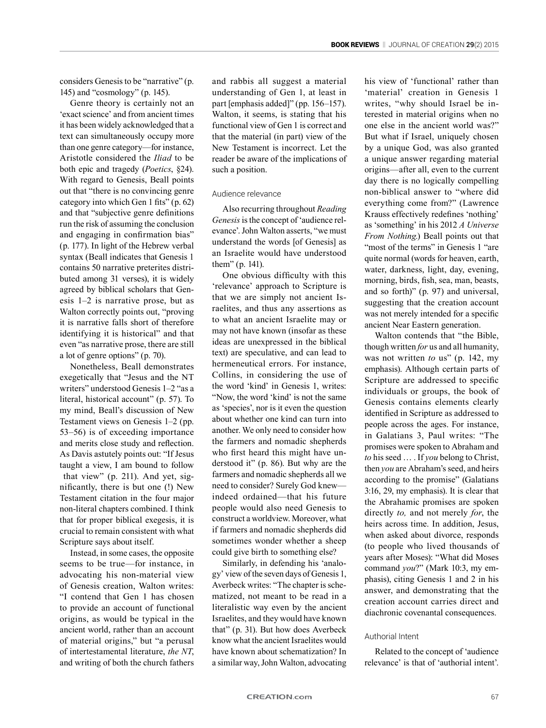considers Genesis to be "narrative" (p. 145) and "cosmology" (p. 145).

Genre theory is certainly not an 'exact science' and from ancient times it has been widely acknowledged that a text can simultaneously occupy more than one genre category—for instance, Aristotle considered the *Iliad* to be both epic and tragedy (*Poetics*, §24). With regard to Genesis, Beall points out that "there is no convincing genre category into which Gen 1 fits" (p. 62) and that "subjective genre definitions run the risk of assuming the conclusion and engaging in confirmation bias" (p. 177). In light of the Hebrew verbal syntax (Beall indicates that Genesis 1 contains 50 narrative preterites distributed among 31 verses), it is widely agreed by biblical scholars that Genesis 1–2 is narrative prose, but as Walton correctly points out, "proving it is narrative falls short of therefore identifying it is historical" and that even "as narrative prose, there are still a lot of genre options" (p. 70).

Nonetheless, Beall demonstrates exegetically that "Jesus and the NT writers" understood Genesis 1–2 "as a literal, historical account" (p. 57). To my mind, Beall's discussion of New Testament views on Genesis 1–2 (pp. 53–56) is of exceeding importance and merits close study and reflection. As Davis astutely points out: "If Jesus taught a view, I am bound to follow that view" (p. 211). And yet, significantly, there is but one (!) New Testament citation in the four major non-literal chapters combined. I think that for proper biblical exegesis, it is crucial to remain consistent with what Scripture says about itself.

Instead, in some cases, the opposite seems to be true—for instance, in advocating his non-material view of Genesis creation, Walton writes: "I contend that Gen 1 has chosen to provide an account of functional origins, as would be typical in the ancient world, rather than an account of material origins," but "a perusal of intertestamental literature, *the NT*, and writing of both the church fathers and rabbis all suggest a material understanding of Gen 1, at least in part [emphasis added]" (pp. 156–157). Walton, it seems, is stating that his functional view of Gen 1 is correct and that the material (in part) view of the New Testament is incorrect. Let the reader be aware of the implications of such a position.

### Audience relevance

Also recurring throughout *Reading Genesis* is the concept of 'audience relevance'. John Walton asserts, "we must understand the words [of Genesis] as an Israelite would have understood them" (p. 141).

One obvious difficulty with this 'relevance' approach to Scripture is that we are simply not ancient Israelites, and thus any assertions as to what an ancient Israelite may or may not have known (insofar as these ideas are unexpressed in the biblical text) are speculative, and can lead to hermeneutical errors. For instance, Collins, in considering the use of the word 'kind' in Genesis 1, writes: "Now, the word 'kind' is not the same as 'species', nor is it even the question about whether one kind can turn into another. We only need to consider how the farmers and nomadic shepherds who first heard this might have understood it" (p. 86). But why are the farmers and nomadic shepherds all we need to consider? Surely God knew—indeed ordained—that his future people would also need Genesis to construct a worldview. Moreover, what if farmers and nomadic shepherds did sometimes wonder whether a sheep could give birth to something else?

Similarly, in defending his 'analogy' view of the seven days of Genesis 1, Averbeck writes: "The chapter is schematized, not meant to be read in a literalistic way even by the ancient Israelites, and they would have known that" (p. 31). But how does Averbeck know what the ancient Israelites would have known about schematization? In a similar way, John Walton, advocating his view of 'functional' rather than 'material' creation in Genesis 1 writes, "why should Israel be interested in material origins when no one else in the ancient world was?" But what if Israel, uniquely chosen by a unique God, was also granted a unique answer regarding material origins—after all, even to the current day there is no logically compelling non-biblical answer to "where did everything come from?" (Lawrence Krauss effectively redefines 'nothing' as 'something' in his 2012 *A Universe From Nothing*.) Beall points out that "most of the terms" in Genesis 1 "are quite normal (words for heaven, earth, water, darkness, light, day, evening, morning, birds, fish, sea, man, beasts, and so forth)" (p. 97) and universal, suggesting that the creation account was not merely intended for a specific ancient Near Eastern generation.

Walton contends that "the Bible, though written *for* us and all humanity, was not written *to* us" (p. 142, my emphasis). Although certain parts of Scripture are addressed to specific individuals or groups, the book of Genesis contains elements clearly identified in Scripture as addressed to people across the ages. For instance, in Galatians 3, Paul writes: "The promises were spoken to Abraham and *to* his seed … . If *you* belong to Christ, then *you* are Abraham's seed, and heirs according to the promise" (Galatians 3:16, 29, my emphasis). It is clear that the Abrahamic promises are spoken directly *to,* and not merely *for*, the heirs across time. In addition, Jesus, when asked about divorce, responds (to people who lived thousands of years after Moses): "What did Moses command *you*?" (Mark 10:3, my emphasis), citing Genesis 1 and 2 in his answer, and demonstrating that the creation account carries direct and diachronic covenantal consequences.

### Authorial Intent

Related to the concept of 'audience relevance' is that of 'authorial intent'.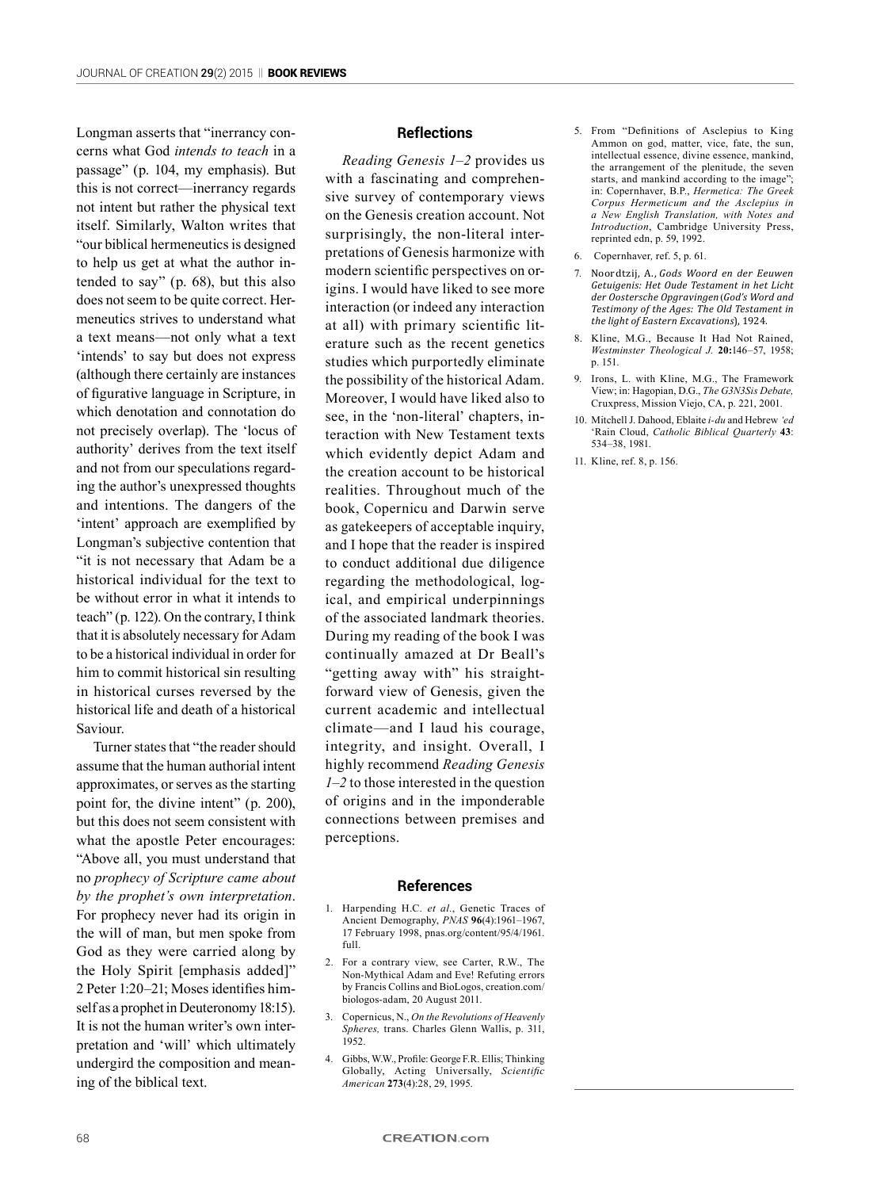Longman asserts that “inerrancy concerns what God *intends to teach* in a passage” (p. 104, my emphasis). But this is not correct—inerrancy regards not intent but rather the physical text itself. Similarly, Walton writes that “our biblical hermeneutics is designed to help us get at what the author intended to say” (p. 68), but this also does not seem to be quite correct. Hermeneutics strives to understand what a text means—not only what a text ‘intends’ to say but does not express (although there certainly are instances of figurative language in Scripture, in which denotation and connotation do not precisely overlap). The ‘locus of authority’ derives from the text itself and not from our speculations regarding the author’s unexpressed thoughts and intentions. The dangers of the ‘intent’ approach are exemplified by Longman’s subjective contention that “it is not necessary that Adam be a historical individual for the text to be without error in what it intends to teach” (p. 122). On the contrary, I think that it is absolutely necessary for Adam to be a historical individual in order for him to commit historical sin resulting in historical curses reversed by the historical life and death of a historical Saviour.

Turner states that “the reader should assume that the human authorial intent approximates, or serves as the starting point for, the divine intent” (p. 200), but this does not seem consistent with what the apostle Peter encourages: “Above all, you must understand that no *prophecy of Scripture came about by the prophet’s own interpretation*. For prophecy never had its origin in the will of man, but men spoke from God as they were carried along by the Holy Spirit [emphasis added]” 2 Peter 1:20–21; Moses identifies himself as a prophet in Deuteronomy 18:15). It is not the human writer’s own interpretation and ‘will’ which ultimately undergird the composition and meaning of the biblical text.

## Reflections

*Reading Genesis 1–2* provides us with a fascinating and comprehensive survey of contemporary views on the Genesis creation account. Not surprisingly, the non-literal interpretations of Genesis harmonize with modern scientific perspectives on origins. I would have liked to see more interaction (or indeed any interaction at all) with primary scientific literature such as the recent genetics studies which purportedly eliminate the possibility of the historical Adam. Moreover, I would have liked also to see, in the ‘non-literal’ chapters, interaction with New Testament texts which evidently depict Adam and the creation account to be historical realities. Throughout much of the book, Copernicu and Darwin serve as gatekeepers of acceptable inquiry, and I hope that the reader is inspired to conduct additional due diligence regarding the methodological, logical, and empirical underpinnings of the associated landmark theories. During my reading of the book I was continually amazed at Dr Beall’s “getting away with” his straightforward view of Genesis, given the current academic and intellectual climate—and I laud his courage, integrity, and insight. Overall, I highly recommend *Reading Genesis 1–2* to those interested in the question of origins and in the imponderable connections between premises and perceptions.

## References

1. Harpending H.C. *et al.*, Genetic Traces of Ancient Demography, *PNAS* **96**(4):1961–1967, 17 February 1998, pnas.org/content/95/4/1961.full.
2. For a contrary view, see Carter, R.W., The Non-Mythical Adam and Eve! Refuting errors by Francis Collins and BioLogos, creation.com/biologos-adam, 20 August 2011.
3. Copernicus, N., *On the Revolutions of Heavenly Spheres*, trans. Charles Glenn Wallis, p. 311, 1952.
4. Gibbs, W.W., Profile: George F.R. Ellis; Thinking Globally, Acting Universally, *Scientific American* **273**(4):28, 29, 1995.
5. From “Definitions of Asclepius to King Ammon on god, matter, vice, fate, the sun, intellectual essence, divine essence, mankind, the arrangement of the plenitude, the seven starts, and mankind according to the image”; in: Copernhaver, B.P., *Hermetica: The Greek Corpus Hermeticum and the Asclepius in a New English Translation, with Notes and Introduction*, Cambridge University Press, reprinted edn, p. 59, 1992.
6. Copernhaver, ref. 5, p. 61.
7. Noordtzij, A., *Gods Woord en der Eeuwen Getuigenis: Het Oude Testament in het Licht der Oostersche Opgravingen* (*God's Word and Testimony of the Ages: The Old Testament in the light of Eastern Excavations*), 1924.
8. Kline, M.G., Because It Had Not Rained, *Westminster Theological J.* **20:**146–57, 1958; p. 151.
9. Irons, L. with Kline, M.G., The Framework View; in: Hagopian, D.G., *The G3N3Sis Debate,* Cruxpress, Mission Viejo, CA, p. 221, 2001.
10. Mitchell J. Dahood, Eblaite *i-du* and Hebrew *'ed* ‘Rain Cloud, *Catholic Biblical Quarterly* **43**: 534–38, 1981.
11. Kline, ref. 8, p. 156.